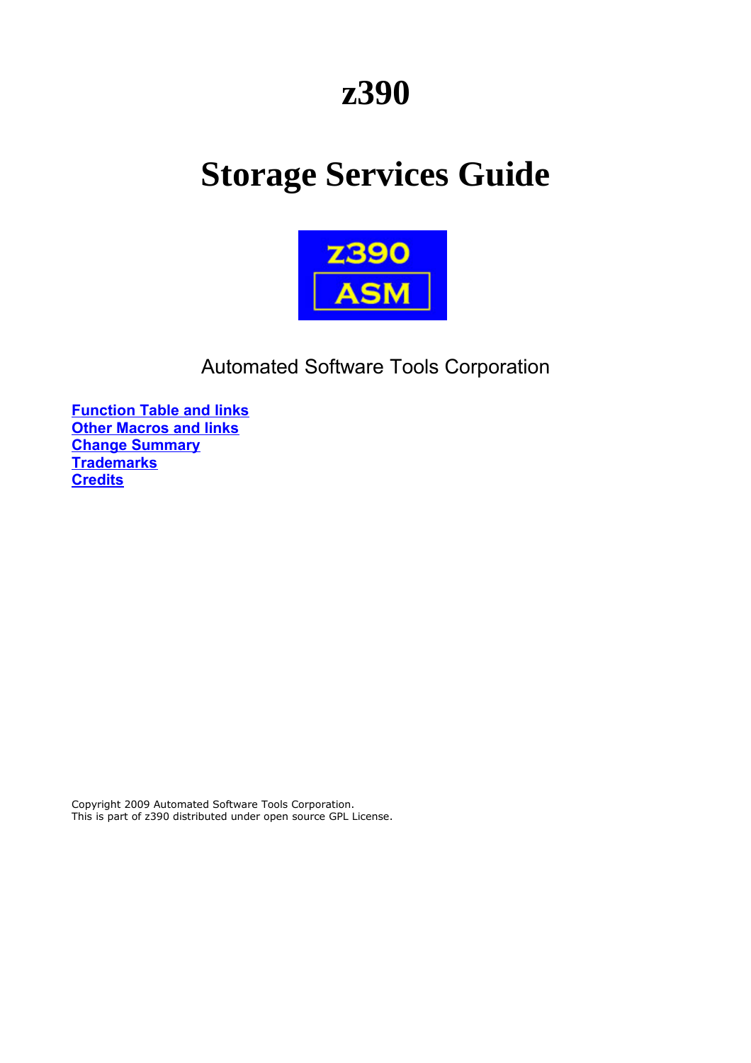# z390

# Storage Services Guide

Automated Software Tools Corporation

**Function Table and links**
**Other Macros and links**
**Change Summary**
**Trademarks**
**Credits**

Copyright 2009 Automated Software Tools Corporation.
This is part of z390 distributed under open source GPL License.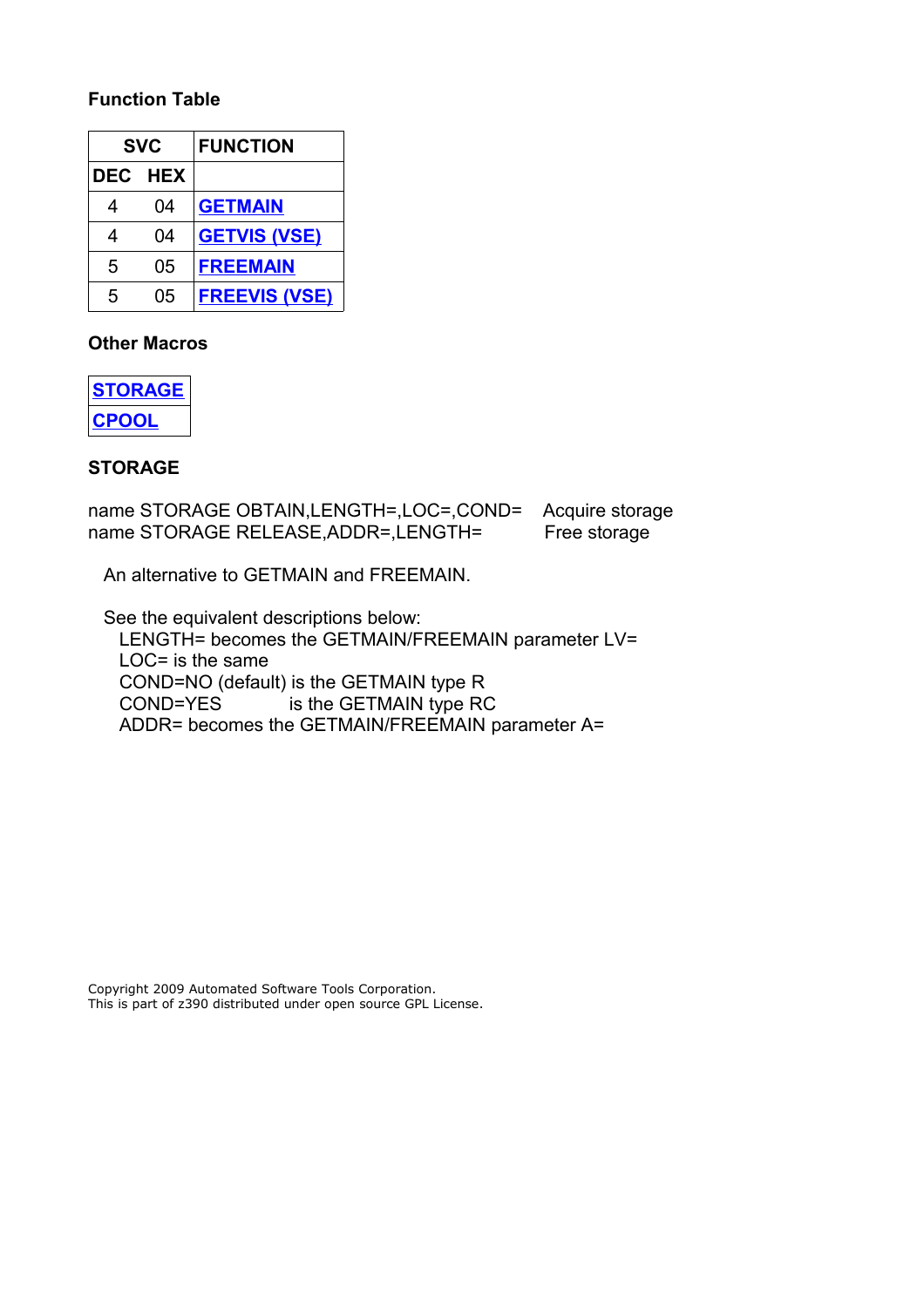**Function Table**

| SVC | | FUNCTION |
|---|---|---|
| DEC | HEX | |
| 4 | 04 | GETMAIN |
| 4 | 04 | GETVIS (VSE) |
| 5 | 05 | FREEMAIN |
| 5 | 05 | FREEVIS (VSE) |

**Other Macros**

| STORAGE |
|---|
| CPOOL |

**STORAGE**

```
name STORAGE OBTAIN,LENGTH=,LOC=,COND=    Acquire storage
name STORAGE RELEASE,ADDR=,LENGTH=         Free storage
```

An alternative to GETMAIN and FREEMAIN.

See the equivalent descriptions below:

- LENGTH= becomes the GETMAIN/FREEMAIN parameter LV=
- LOC= is the same
- COND=NO (default) is the GETMAIN type R
- COND=YES is the GETMAIN type RC
- ADDR= becomes the GETMAIN/FREEMAIN parameter A=

Copyright 2009 Automated Software Tools Corporation.
This is part of z390 distributed under open source GPL License.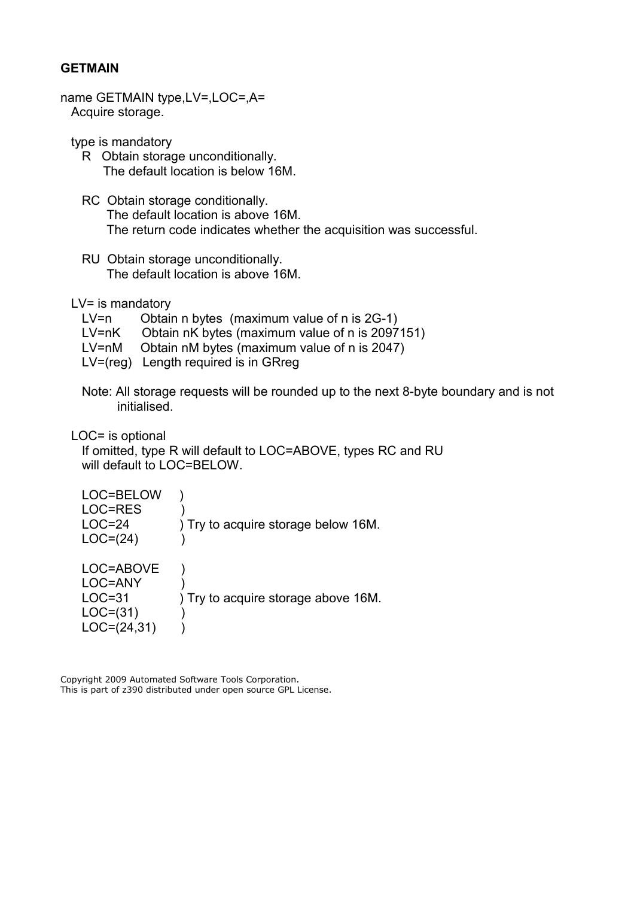**GETMAIN**

name GETMAIN type,LV=,LOC=,A=
Acquire storage.

type is mandatory

- R Obtain storage unconditionally.
  The default location is below 16M.

- RC Obtain storage conditionally.
  The default location is above 16M.
  The return code indicates whether the acquisition was successful.

- RU Obtain storage unconditionally.
  The default location is above 16M.

LV= is mandatory

- LV=n Obtain n bytes (maximum value of n is 2G-1)
- LV=nK Obtain nK bytes (maximum value of n is 2097151)
- LV=nM Obtain nM bytes (maximum value of n is 2047)
- LV=(reg) Length required is in GRreg

Note: All storage requests will be rounded up to the next 8-byte boundary and is not initialised.

LOC= is optional

If omitted, type R will default to LOC=ABOVE, types RC and RU will default to LOC=BELOW.

```
LOC=BELOW    )
LOC=RES      )
LOC=24       ) Try to acquire storage below 16M.
LOC=(24)     )

LOC=ABOVE    )
LOC=ANY      )
LOC=31       ) Try to acquire storage above 16M.
LOC=(31)     )
LOC=(24,31)  )
```

Copyright 2009 Automated Software Tools Corporation.
This is part of z390 distributed under open source GPL License.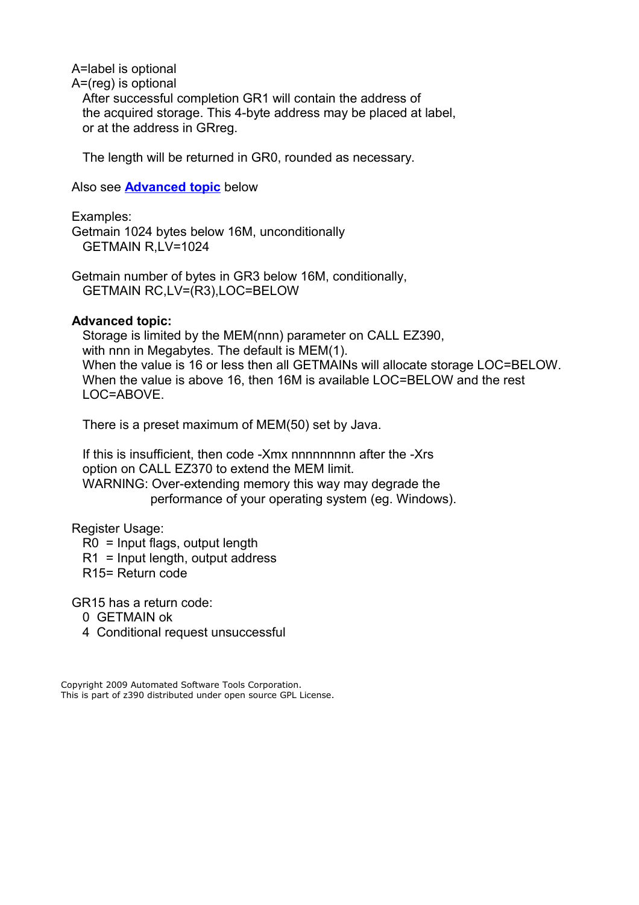A=label is optional

A=(reg) is optional

After successful completion GR1 will contain the address of the acquired storage. This 4-byte address may be placed at label, or at the address in GRreg.

The length will be returned in GR0, rounded as necessary.

Also see **Advanced topic** below

Examples:

Getmain 1024 bytes below 16M, unconditionally

```
GETMAIN R,LV=1024
```

Getmain number of bytes in GR3 below 16M, conditionally,

```
GETMAIN RC,LV=(R3),LOC=BELOW
```

**Advanced topic:**

Storage is limited by the MEM(nnn) parameter on CALL EZ390, with nnn in Megabytes. The default is MEM(1).
When the value is 16 or less then all GETMAINs will allocate storage LOC=BELOW.
When the value is above 16, then 16M is available LOC=BELOW and the rest LOC=ABOVE.

There is a preset maximum of MEM(50) set by Java.

If this is insufficient, then code -Xmx nnnnnnnn after the -Xrs option on CALL EZ370 to extend the MEM limit.
WARNING: Over-extending memory this way may degrade the performance of your operating system (eg. Windows).

Register Usage:

- R0 = Input flags, output length
- R1 = Input length, output address
- R15= Return code

GR15 has a return code:

- 0 GETMAIN ok
- 4 Conditional request unsuccessful

Copyright 2009 Automated Software Tools Corporation.
This is part of z390 distributed under open source GPL License.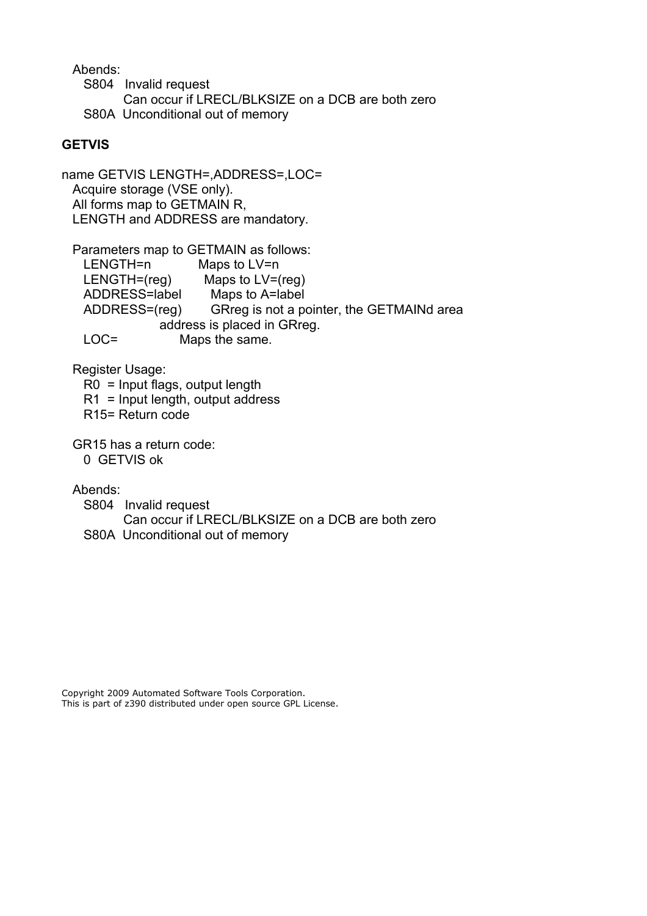Abends:

- S804 Invalid request
  Can occur if LRECL/BLKSIZE on a DCB are both zero
- S80A Unconditional out of memory

**GETVIS**

name GETVIS LENGTH=,ADDRESS=,LOC=

Acquire storage (VSE only).
All forms map to GETMAIN R,
LENGTH and ADDRESS are mandatory.

Parameters map to GETMAIN as follows:

- LENGTH=n Maps to LV=n
- LENGTH=(reg) Maps to LV=(reg)
- ADDRESS=label Maps to A=label
- ADDRESS=(reg) GRreg is not a pointer, the GETMAINd area address is placed in GRreg.
- LOC= Maps the same.

Register Usage:

- R0 = Input flags, output length
- R1 = Input length, output address
- R15= Return code

GR15 has a return code:

- 0 GETVIS ok

Abends:

- S804 Invalid request
  Can occur if LRECL/BLKSIZE on a DCB are both zero
- S80A Unconditional out of memory

Copyright 2009 Automated Software Tools Corporation.
This is part of z390 distributed under open source GPL License.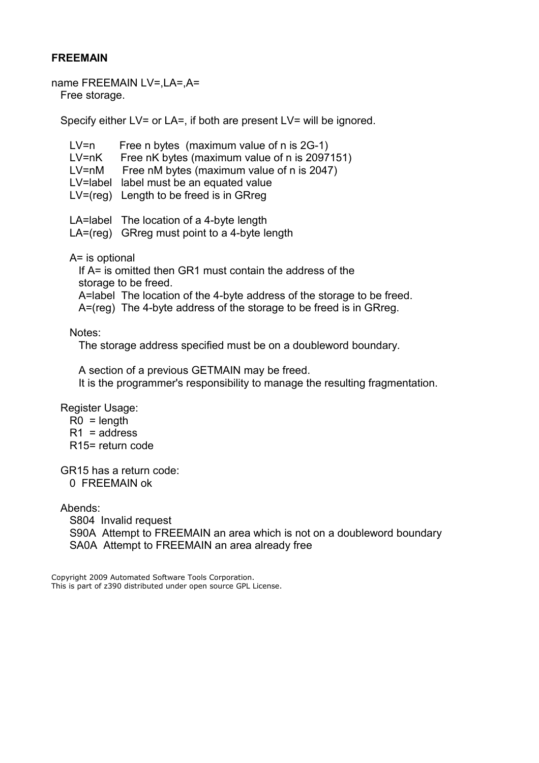**FREEMAIN**

name FREEMAIN LV=,LA=,A=
Free storage.

Specify either LV= or LA=, if both are present LV= will be ignored.

```
LV=n       Free n bytes  (maximum value of n is 2G-1)
LV=nK      Free nK bytes (maximum value of n is 2097151)
LV=nM      Free nM bytes (maximum value of n is 2047)
LV=label   label must be an equated value
LV=(reg)   Length to be freed is in GRreg

LA=label   The location of a 4-byte length
LA=(reg)   GRreg must point to a 4-byte length
```

A= is optional
If A= is omitted then GR1 must contain the address of the storage to be freed.
A=label The location of the 4-byte address of the storage to be freed.
A=(reg) The 4-byte address of the storage to be freed is in GRreg.

Notes:
The storage address specified must be on a doubleword boundary.

A section of a previous GETMAIN may be freed.
It is the programmer's responsibility to manage the resulting fragmentation.

Register Usage:
R0 = length
R1 = address
R15= return code

GR15 has a return code:
0 FREEMAIN ok

Abends:
S804 Invalid request
S90A Attempt to FREEMAIN an area which is not on a doubleword boundary
SA0A Attempt to FREEMAIN an area already free

Copyright 2009 Automated Software Tools Corporation.
This is part of z390 distributed under open source GPL License.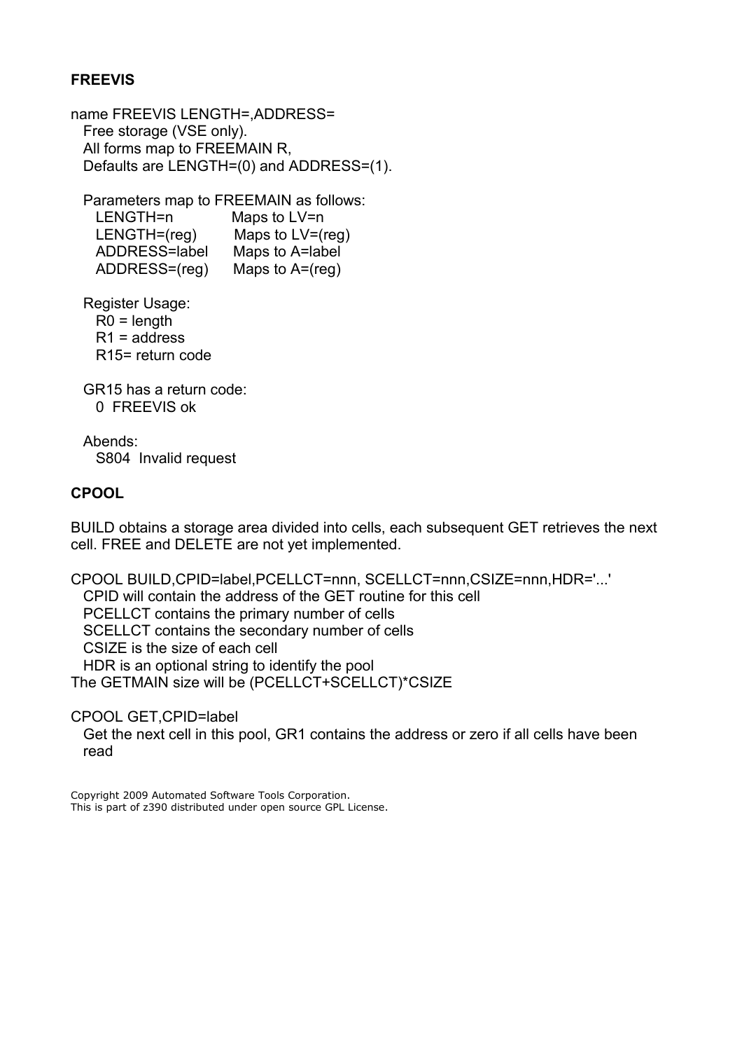**FREEVIS**

name FREEVIS LENGTH=,ADDRESS=

Free storage (VSE only).
All forms map to FREEMAIN R,
Defaults are LENGTH=(0) and ADDRESS=(1).

Parameters map to FREEMAIN as follows:

| | |
|---|---|
| LENGTH=n | Maps to LV=n |
| LENGTH=(reg) | Maps to LV=(reg) |
| ADDRESS=label | Maps to A=label |
| ADDRESS=(reg) | Maps to A=(reg) |

Register Usage:

R0 = length
R1 = address
R15= return code

GR15 has a return code:

0 FREEVIS ok

Abends:

S804 Invalid request

**CPOOL**

BUILD obtains a storage area divided into cells, each subsequent GET retrieves the next cell. FREE and DELETE are not yet implemented.

CPOOL BUILD,CPID=label,PCELLCT=nnn, SCELLCT=nnn,CSIZE=nnn,HDR='...'

CPID will contain the address of the GET routine for this cell
PCELLCT contains the primary number of cells
SCELLCT contains the secondary number of cells
CSIZE is the size of each cell
HDR is an optional string to identify the pool

The GETMAIN size will be (PCELLCT+SCELLCT)*CSIZE

CPOOL GET,CPID=label

Get the next cell in this pool, GR1 contains the address or zero if all cells have been read

Copyright 2009 Automated Software Tools Corporation.
This is part of z390 distributed under open source GPL License.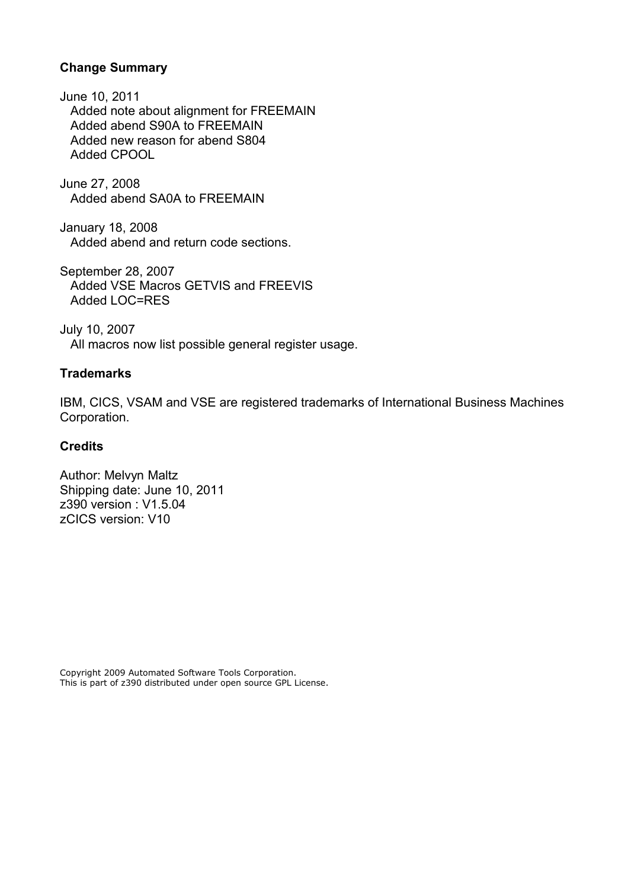**Change Summary**

June 10, 2011
  Added note about alignment for FREEMAIN
  Added abend S90A to FREEMAIN
  Added new reason for abend S804
  Added CPOOL

June 27, 2008
  Added abend SA0A to FREEMAIN

January 18, 2008
  Added abend and return code sections.

September 28, 2007
  Added VSE Macros GETVIS and FREEVIS
  Added LOC=RES

July 10, 2007
  All macros now list possible general register usage.

**Trademarks**

IBM, CICS, VSAM and VSE are registered trademarks of International Business Machines Corporation.

**Credits**

Author: Melvyn Maltz
Shipping date: June 10, 2011
z390 version : V1.5.04
zCICS version: V10

Copyright 2009 Automated Software Tools Corporation.
This is part of z390 distributed under open source GPL License.